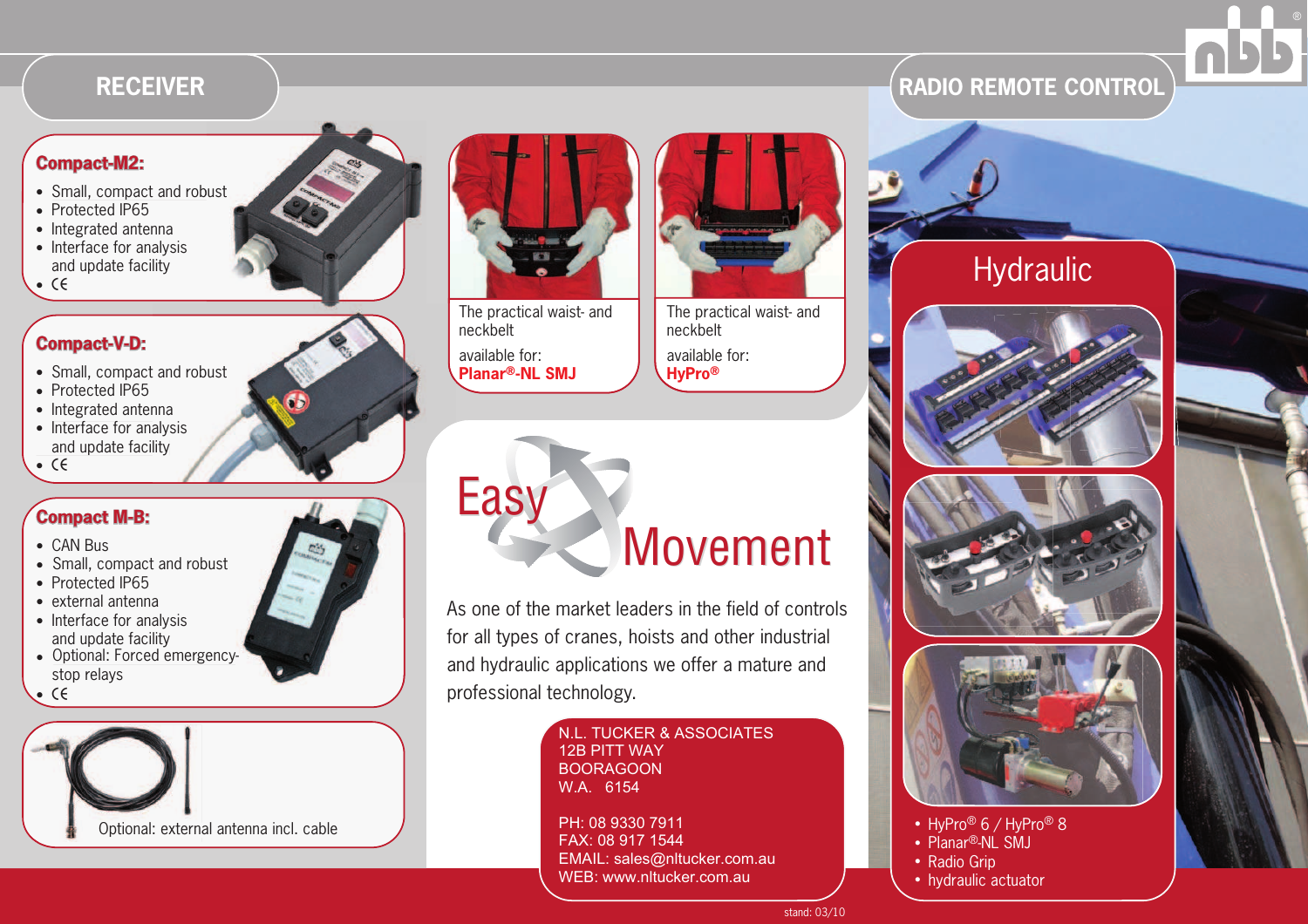## RECEIVER

### Compact-M2:

- Small, compact and robust
- Protected IP65
- Integrated antenna
- Interface for analysis and update facility
- CE

### Compact-V-D:

- Small, compact and robust
- Protected IP65
- Integrated antenna
- Interface for analysis and update facility
- CE

### Compact M-B:

- CAN Bus
- Small, compact and robust
- Protected IP65
- external antenna
- Interface for analysis and update facility
- Optional: Forced emergency-stop relays
- CE

Optional: external antenna incl. cable

The practical waist- and neckbelt

available for:
**Planar®-NL SMJ**

The practical waist- and neckbelt

available for:
**HyPro®**

# Easy Movement

As one of the market leaders in the field of controls for all types of cranes, hoists and other industrial and hydraulic applications we offer a mature and professional technology.

N.L. TUCKER & ASSOCIATES
12B PITT WAY
BOORAGOON
W.A. 6154

PH: 08 9330 7911
FAX: 08 917 1544
EMAIL: sales@nltucker.com.au
WEB: www.nltucker.com.au

## RADIO REMOTE CONTROL

### Hydraulic

- HyPro® 6 / HyPro® 8
- Planar®-NL SMJ
- Radio Grip
- hydraulic actuator

stand: 03/10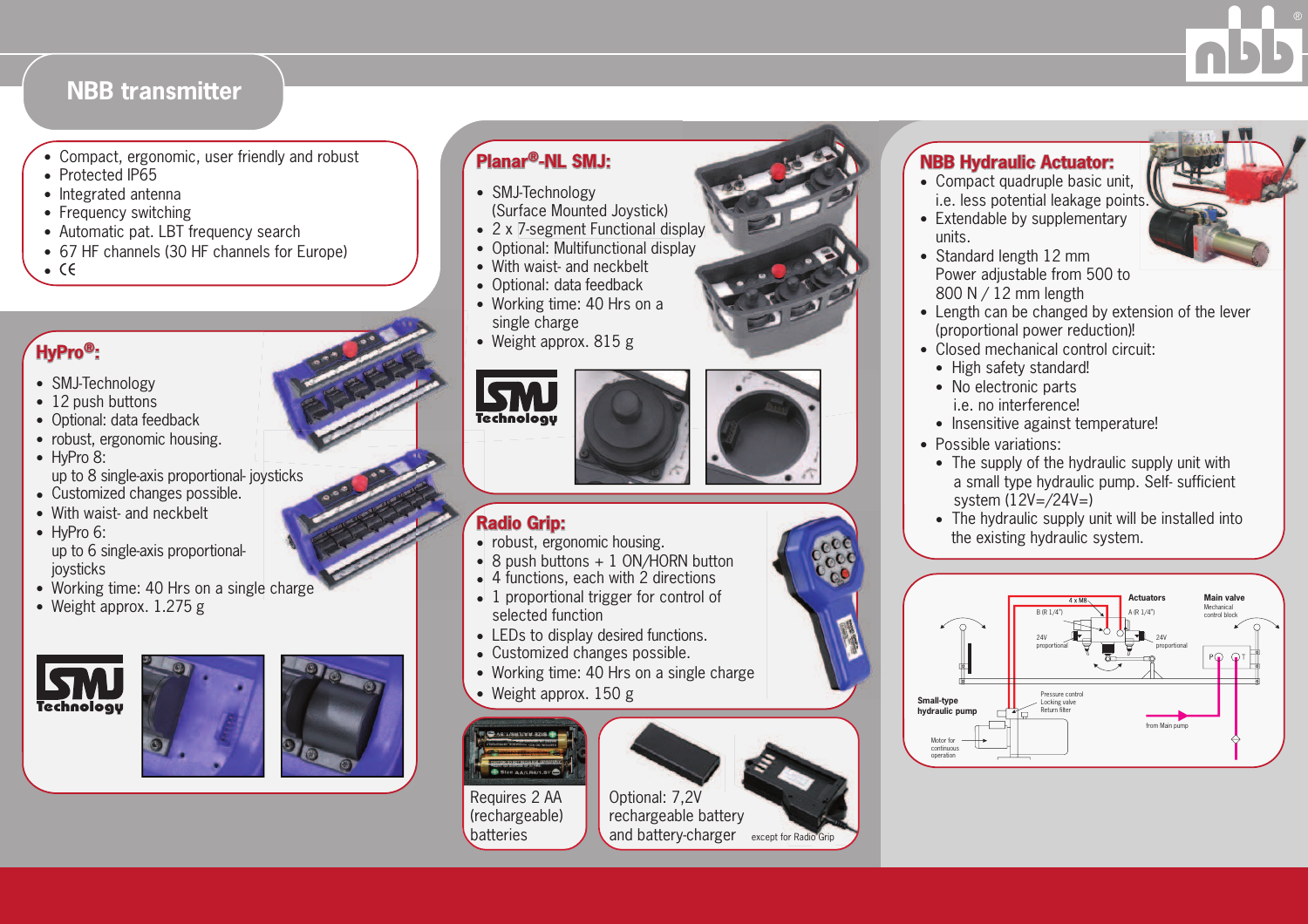# NBB transmitter

- Compact, ergonomic, user friendly and robust
- Protected IP65
- Integrated antenna
- Frequency switching
- Automatic pat. LBT frequency search
- 67 HF channels (30 HF channels for Europe)
- CE

## HyPro®:

- SMJ-Technology
- 12 push buttons
- Optional: data feedback
- robust, ergonomic housing.
- HyPro 8:
  up to 8 single-axis proportional- joysticks
- Customized changes possible.
- With waist- and neckbelt
- HyPro 6:
  up to 6 single-axis proportional-joysticks
- Working time: 40 Hrs on a single charge
- Weight approx. 1.275 g

SMJ Technology

## Planar®-NL SMJ:

- SMJ-Technology
  (Surface Mounted Joystick)
- 2 x 7-segment Functional display
- Optional: Multifunctional display
- With waist- and neckbelt
- Optional: data feedback
- Working time: 40 Hrs on a single charge
- Weight approx. 815 g

SMJ Technology

## Radio Grip:

- robust, ergonomic housing.
- 8 push buttons + 1 ON/HORN button
- 4 functions, each with 2 directions
- 1 proportional trigger for control of selected function
- LEDs to display desired functions.
- Customized changes possible.
- Working time: 40 Hrs on a single charge
- Weight approx. 150 g

Requires 2 AA (rechargeable) batteries

Optional: 7,2V rechargeable battery and battery-charger

except for Radio Grip

## NBB Hydraulic Actuator:

- Compact quadruple basic unit, i.e. less potential leakage points.
- Extendable by supplementary units.
- Standard length 12 mm
  Power adjustable from 500 to 800 N / 12 mm length
- Length can be changed by extension of the lever (proportional power reduction)!
- Closed mechanical control circuit:
  - High safety standard!
  - No electronic parts
    i.e. no interference!
  - Insensitive against temperature!
- Possible variations:
  - The supply of the hydraulic supply unit with a small type hydraulic pump. Self- sufficient system (12V=/24V=)
  - The hydraulic supply unit will be installed into the existing hydraulic system.

4 x M8
Actuators
Main valve
Mechanical control block
B (R 1/4")
A (R 1/4")
24V proportional
24V proportional
P
T
Small-type hydraulic pump
Pressure control
Locking valve
Return filter
from Main pump
Motor for continuous operation